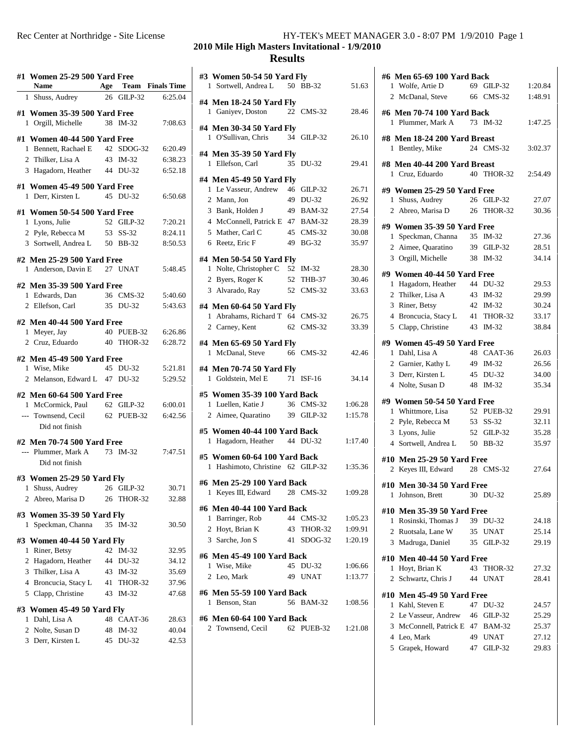# 2010 Mile High Masters Invitational - 1/9/2010

## Results

### #1 Women 25-29 500 Yard Free

| | Name | Age | Team | Finals Time |
|---|---|---|---|---|
| 1 | Shuss, Audrey | 26 | GILP-32 | 6:25.04 |

### #1 Women 35-39 500 Yard Free

| | Name | Age | Team | Finals Time |
|---|---|---|---|---|
| 1 | Orgill, Michelle | 38 | IM-32 | 7:08.63 |

### #1 Women 40-44 500 Yard Free

| | Name | Age | Team | Finals Time |
|---|---|---|---|---|
| 1 | Bennett, Rachael E | 42 | SDOG-32 | 6:20.49 |
| 2 | Thilker, Lisa A | 43 | IM-32 | 6:38.23 |
| 3 | Hagadorn, Heather | 44 | DU-32 | 6:52.18 |

### #1 Women 45-49 500 Yard Free

| | Name | Age | Team | Finals Time |
|---|---|---|---|---|
| 1 | Derr, Kirsten L | 45 | DU-32 | 6:50.68 |

### #1 Women 50-54 500 Yard Free

| | Name | Age | Team | Finals Time |
|---|---|---|---|---|
| 1 | Lyons, Julie | 52 | GILP-32 | 7:20.21 |
| 2 | Pyle, Rebecca M | 53 | SS-32 | 8:24.11 |
| 3 | Sortwell, Andrea L | 50 | BB-32 | 8:50.53 |

### #2 Men 25-29 500 Yard Free

| | Name | Age | Team | Finals Time |
|---|---|---|---|---|
| 1 | Anderson, Davin E | 27 | UNAT | 5:48.45 |

### #2 Men 35-39 500 Yard Free

| | Name | Age | Team | Finals Time |
|---|---|---|---|---|
| 1 | Edwards, Dan | 36 | CMS-32 | 5:40.60 |
| 2 | Ellefson, Carl | 35 | DU-32 | 5:43.63 |

### #2 Men 40-44 500 Yard Free

| | Name | Age | Team | Finals Time |
|---|---|---|---|---|
| 1 | Meyer, Jay | 40 | PUEB-32 | 6:26.86 |
| 2 | Cruz, Eduardo | 40 | THOR-32 | 6:28.72 |

### #2 Men 45-49 500 Yard Free

| | Name | Age | Team | Finals Time |
|---|---|---|---|---|
| 1 | Wise, Mike | 45 | DU-32 | 5:21.81 |
| 2 | Melanson, Edward L | 47 | DU-32 | 5:29.52 |

### #2 Men 60-64 500 Yard Free

| | Name | Age | Team | Finals Time |
|---|---|---|---|---|
| 1 | McCormick, Paul | 62 | GILP-32 | 6:00.01 |
| --- | Townsend, Cecil | 62 | PUEB-32 | 6:42.56 |
| | Did not finish | | | |

### #2 Men 70-74 500 Yard Free

| | Name | Age | Team | Finals Time |
|---|---|---|---|---|
| --- | Plummer, Mark A | 73 | IM-32 | 7:47.51 |
| | Did not finish | | | |

### #3 Women 25-29 50 Yard Fly

| | Name | Age | Team | Finals Time |
|---|---|---|---|---|
| 1 | Shuss, Audrey | 26 | GILP-32 | 30.71 |
| 2 | Abreo, Marisa D | 26 | THOR-32 | 32.88 |

### #3 Women 35-39 50 Yard Fly

| | Name | Age | Team | Finals Time |
|---|---|---|---|---|
| 1 | Speckman, Channa | 35 | IM-32 | 30.50 |

### #3 Women 40-44 50 Yard Fly

| | Name | Age | Team | Finals Time |
|---|---|---|---|---|
| 1 | Riner, Betsy | 42 | IM-32 | 32.95 |
| 2 | Hagadorn, Heather | 44 | DU-32 | 34.12 |
| 3 | Thilker, Lisa A | 43 | IM-32 | 35.69 |
| 4 | Broncucia, Stacy L | 41 | THOR-32 | 37.96 |
| 5 | Clapp, Christine | 43 | IM-32 | 47.68 |

### #3 Women 45-49 50 Yard Fly

| | Name | Age | Team | Finals Time |
|---|---|---|---|---|
| 1 | Dahl, Lisa A | 48 | CAAT-36 | 28.63 |
| 2 | Nolte, Susan D | 48 | IM-32 | 40.04 |
| 3 | Derr, Kirsten L | 45 | DU-32 | 42.53 |

### #3 Women 50-54 50 Yard Fly

| | Name | Age | Team | Finals Time |
|---|---|---|---|---|
| 1 | Sortwell, Andrea L | 50 | BB-32 | 51.63 |

### #4 Men 18-24 50 Yard Fly

| | Name | Age | Team | Finals Time |
|---|---|---|---|---|
| 1 | Ganiyev, Doston | 22 | CMS-32 | 28.46 |

### #4 Men 30-34 50 Yard Fly

| | Name | Age | Team | Finals Time |
|---|---|---|---|---|
| 1 | O'Sullivan, Chris | 34 | GILP-32 | 26.10 |

### #4 Men 35-39 50 Yard Fly

| | Name | Age | Team | Finals Time |
|---|---|---|---|---|
| 1 | Ellefson, Carl | 35 | DU-32 | 29.41 |

### #4 Men 45-49 50 Yard Fly

| | Name | Age | Team | Finals Time |
|---|---|---|---|---|
| 1 | Le Vasseur, Andrew | 46 | GILP-32 | 26.71 |
| 2 | Mann, Jon | 49 | DU-32 | 26.92 |
| 3 | Bank, Holden J | 49 | BAM-32 | 27.54 |
| 4 | McConnell, Patrick E | 47 | BAM-32 | 28.39 |
| 5 | Mather, Carl C | 45 | CMS-32 | 30.08 |
| 6 | Reetz, Eric F | 49 | BG-32 | 35.97 |

### #4 Men 50-54 50 Yard Fly

| | Name | Age | Team | Finals Time |
|---|---|---|---|---|
| 1 | Nolte, Christopher C | 52 | IM-32 | 28.30 |
| 2 | Byers, Roger K | 52 | THB-37 | 30.46 |
| 3 | Alvarado, Ray | 52 | CMS-32 | 33.63 |

### #4 Men 60-64 50 Yard Fly

| | Name | Age | Team | Finals Time |
|---|---|---|---|---|
| 1 | Abrahams, Richard T | 64 | CMS-32 | 26.75 |
| 2 | Carney, Kent | 62 | CMS-32 | 33.39 |

### #4 Men 65-69 50 Yard Fly

| | Name | Age | Team | Finals Time |
|---|---|---|---|---|
| 1 | McDanal, Steve | 66 | CMS-32 | 42.46 |

### #4 Men 70-74 50 Yard Fly

| | Name | Age | Team | Finals Time |
|---|---|---|---|---|
| 1 | Goldstein, Mel E | 71 | ISF-16 | 34.14 |

### #5 Women 35-39 100 Yard Back

| | Name | Age | Team | Finals Time |
|---|---|---|---|---|
| 1 | Luellen, Katie J | 36 | CMS-32 | 1:06.28 |
| 2 | Aimee, Quaratino | 39 | GILP-32 | 1:15.78 |

### #5 Women 40-44 100 Yard Back

| | Name | Age | Team | Finals Time |
|---|---|---|---|---|
| 1 | Hagadorn, Heather | 44 | DU-32 | 1:17.40 |

### #5 Women 60-64 100 Yard Back

| | Name | Age | Team | Finals Time |
|---|---|---|---|---|
| 1 | Hashimoto, Christine | 62 | GILP-32 | 1:35.36 |

### #6 Men 25-29 100 Yard Back

| | Name | Age | Team | Finals Time |
|---|---|---|---|---|
| 1 | Keyes III, Edward | 28 | CMS-32 | 1:09.28 |

### #6 Men 40-44 100 Yard Back

| | Name | Age | Team | Finals Time |
|---|---|---|---|---|
| 1 | Barringer, Rob | 44 | CMS-32 | 1:05.23 |
| 2 | Hoyt, Brian K | 43 | THOR-32 | 1:09.91 |
| 3 | Sarche, Jon S | 41 | SDOG-32 | 1:20.19 |

### #6 Men 45-49 100 Yard Back

| | Name | Age | Team | Finals Time |
|---|---|---|---|---|
| 1 | Wise, Mike | 45 | DU-32 | 1:06.66 |
| 2 | Leo, Mark | 49 | UNAT | 1:13.77 |

### #6 Men 55-59 100 Yard Back

| | Name | Age | Team | Finals Time |
|---|---|---|---|---|
| 1 | Benson, Stan | 56 | BAM-32 | 1:08.56 |

### #6 Men 60-64 100 Yard Back

| | Name | Age | Team | Finals Time |
|---|---|---|---|---|
| 2 | Townsend, Cecil | 62 | PUEB-32 | 1:21.08 |

### #6 Men 65-69 100 Yard Back

| | Name | Age | Team | Finals Time |
|---|---|---|---|---|
| 1 | Wolfe, Artie D | 69 | GILP-32 | 1:20.84 |
| 2 | McDanal, Steve | 66 | CMS-32 | 1:48.91 |

### #6 Men 70-74 100 Yard Back

| | Name | Age | Team | Finals Time |
|---|---|---|---|---|
| 1 | Plummer, Mark A | 73 | IM-32 | 1:47.25 |

### #8 Men 18-24 200 Yard Breast

| | Name | Age | Team | Finals Time |
|---|---|---|---|---|
| 1 | Bentley, Mike | 24 | CMS-32 | 3:02.37 |

### #8 Men 40-44 200 Yard Breast

| | Name | Age | Team | Finals Time |
|---|---|---|---|---|
| 1 | Cruz, Eduardo | 40 | THOR-32 | 2:54.49 |

### #9 Women 25-29 50 Yard Free

| | Name | Age | Team | Finals Time |
|---|---|---|---|---|
| 1 | Shuss, Audrey | 26 | GILP-32 | 27.07 |
| 2 | Abreo, Marisa D | 26 | THOR-32 | 30.36 |

### #9 Women 35-39 50 Yard Free

| | Name | Age | Team | Finals Time |
|---|---|---|---|---|
| 1 | Speckman, Channa | 35 | IM-32 | 27.36 |
| 2 | Aimee, Quaratino | 39 | GILP-32 | 28.51 |
| 3 | Orgill, Michelle | 38 | IM-32 | 34.14 |

### #9 Women 40-44 50 Yard Free

| | Name | Age | Team | Finals Time |
|---|---|---|---|---|
| 1 | Hagadorn, Heather | 44 | DU-32 | 29.53 |
| 2 | Thilker, Lisa A | 43 | IM-32 | 29.99 |
| 3 | Riner, Betsy | 42 | IM-32 | 30.24 |
| 4 | Broncucia, Stacy L | 41 | THOR-32 | 33.17 |
| 5 | Clapp, Christine | 43 | IM-32 | 38.84 |

### #9 Women 45-49 50 Yard Free

| | Name | Age | Team | Finals Time |
|---|---|---|---|---|
| 1 | Dahl, Lisa A | 48 | CAAT-36 | 26.03 |
| 2 | Garnier, Kathy L | 49 | IM-32 | 26.56 |
| 3 | Derr, Kirsten L | 45 | DU-32 | 34.00 |
| 4 | Nolte, Susan D | 48 | IM-32 | 35.34 |

### #9 Women 50-54 50 Yard Free

| | Name | Age | Team | Finals Time |
|---|---|---|---|---|
| 1 | Whittmore, Lisa | 52 | PUEB-32 | 29.91 |
| 2 | Pyle, Rebecca M | 53 | SS-32 | 32.11 |
| 3 | Lyons, Julie | 52 | GILP-32 | 35.28 |
| 4 | Sortwell, Andrea L | 50 | BB-32 | 35.97 |

### #10 Men 25-29 50 Yard Free

| | Name | Age | Team | Finals Time |
|---|---|---|---|---|
| 2 | Keyes III, Edward | 28 | CMS-32 | 27.64 |

### #10 Men 30-34 50 Yard Free

| | Name | Age | Team | Finals Time |
|---|---|---|---|---|
| 1 | Johnson, Brett | 30 | DU-32 | 25.89 |

### #10 Men 35-39 50 Yard Free

| | Name | Age | Team | Finals Time |
|---|---|---|---|---|
| 1 | Rosinski, Thomas J | 39 | DU-32 | 24.18 |
| 2 | Ruotsala, Lane W | 35 | UNAT | 25.14 |
| 3 | Madruga, Daniel | 35 | GILP-32 | 29.19 |

### #10 Men 40-44 50 Yard Free

| | Name | Age | Team | Finals Time |
|---|---|---|---|---|
| 1 | Hoyt, Brian K | 43 | THOR-32 | 27.32 |
| 2 | Schwartz, Chris J | 44 | UNAT | 28.41 |

### #10 Men 45-49 50 Yard Free

| | Name | Age | Team | Finals Time |
|---|---|---|---|---|
| 1 | Kahl, Steven E | 47 | DU-32 | 24.57 |
| 2 | Le Vasseur, Andrew | 46 | GILP-32 | 25.29 |
| 3 | McConnell, Patrick E | 47 | BAM-32 | 25.37 |
| 4 | Leo, Mark | 49 | UNAT | 27.12 |
| 5 | Grapek, Howard | 47 | GILP-32 | 29.83 |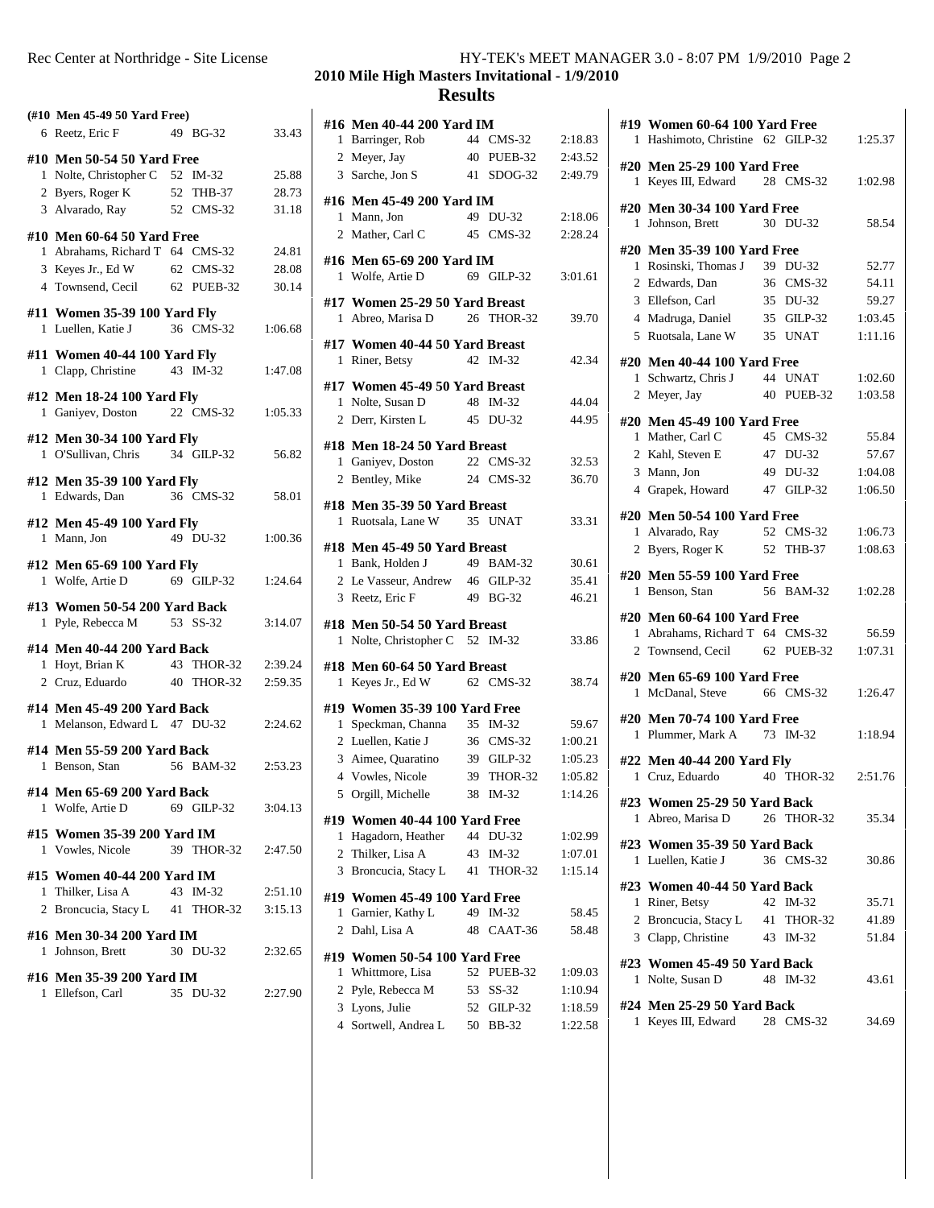## 2010 Mile High Masters Invitational - 1/9/2010

## Results

**(#10 Men 45-49 50 Yard Free)**

| | Name | Age | Team | Time |
|---|---|---|---|---|
| 6 | Reetz, Eric F | 49 | BG-32 | 33.43 |

**#10 Men 50-54 50 Yard Free**

| | Name | Age | Team | Time |
|---|---|---|---|---|
| 1 | Nolte, Christopher C | 52 | IM-32 | 25.88 |
| 2 | Byers, Roger K | 52 | THB-37 | 28.73 |
| 3 | Alvarado, Ray | 52 | CMS-32 | 31.18 |

**#10 Men 60-64 50 Yard Free**

| | Name | Age | Team | Time |
|---|---|---|---|---|
| 1 | Abrahams, Richard T | 64 | CMS-32 | 24.81 |
| 3 | Keyes Jr., Ed W | 62 | CMS-32 | 28.08 |
| 4 | Townsend, Cecil | 62 | PUEB-32 | 30.14 |

**#11 Women 35-39 100 Yard Fly**

| | Name | Age | Team | Time |
|---|---|---|---|---|
| 1 | Luellen, Katie J | 36 | CMS-32 | 1:06.68 |

**#11 Women 40-44 100 Yard Fly**

| | Name | Age | Team | Time |
|---|---|---|---|---|
| 1 | Clapp, Christine | 43 | IM-32 | 1:47.08 |

**#12 Men 18-24 100 Yard Fly**

| | Name | Age | Team | Time |
|---|---|---|---|---|
| 1 | Ganiyev, Doston | 22 | CMS-32 | 1:05.33 |

**#12 Men 30-34 100 Yard Fly**

| | Name | Age | Team | Time |
|---|---|---|---|---|
| 1 | O'Sullivan, Chris | 34 | GILP-32 | 56.82 |

**#12 Men 35-39 100 Yard Fly**

| | Name | Age | Team | Time |
|---|---|---|---|---|
| 1 | Edwards, Dan | 36 | CMS-32 | 58.01 |

**#12 Men 45-49 100 Yard Fly**

| | Name | Age | Team | Time |
|---|---|---|---|---|
| 1 | Mann, Jon | 49 | DU-32 | 1:00.36 |

**#12 Men 65-69 100 Yard Fly**

| | Name | Age | Team | Time |
|---|---|---|---|---|
| 1 | Wolfe, Artie D | 69 | GILP-32 | 1:24.64 |

**#13 Women 50-54 200 Yard Back**

| | Name | Age | Team | Time |
|---|---|---|---|---|
| 1 | Pyle, Rebecca M | 53 | SS-32 | 3:14.07 |

**#14 Men 40-44 200 Yard Back**

| | Name | Age | Team | Time |
|---|---|---|---|---|
| 1 | Hoyt, Brian K | 43 | THOR-32 | 2:39.24 |
| 2 | Cruz, Eduardo | 40 | THOR-32 | 2:59.35 |

**#14 Men 45-49 200 Yard Back**

| | Name | Age | Team | Time |
|---|---|---|---|---|
| 1 | Melanson, Edward L | 47 | DU-32 | 2:24.62 |

**#14 Men 55-59 200 Yard Back**

| | Name | Age | Team | Time |
|---|---|---|---|---|
| 1 | Benson, Stan | 56 | BAM-32 | 2:53.23 |

**#14 Men 65-69 200 Yard Back**

| | Name | Age | Team | Time |
|---|---|---|---|---|
| 1 | Wolfe, Artie D | 69 | GILP-32 | 3:04.13 |

**#15 Women 35-39 200 Yard IM**

| | Name | Age | Team | Time |
|---|---|---|---|---|
| 1 | Vowles, Nicole | 39 | THOR-32 | 2:47.50 |

**#15 Women 40-44 200 Yard IM**

| | Name | Age | Team | Time |
|---|---|---|---|---|
| 1 | Thilker, Lisa A | 43 | IM-32 | 2:51.10 |
| 2 | Broncucia, Stacy L | 41 | THOR-32 | 3:15.13 |

**#16 Men 30-34 200 Yard IM**

| | Name | Age | Team | Time |
|---|---|---|---|---|
| 1 | Johnson, Brett | 30 | DU-32 | 2:32.65 |

**#16 Men 35-39 200 Yard IM**

| | Name | Age | Team | Time |
|---|---|---|---|---|
| 1 | Ellefson, Carl | 35 | DU-32 | 2:27.90 |

**#16 Men 40-44 200 Yard IM**

| | Name | Age | Team | Time |
|---|---|---|---|---|
| 1 | Barringer, Rob | 44 | CMS-32 | 2:18.83 |
| 2 | Meyer, Jay | 40 | PUEB-32 | 2:43.52 |
| 3 | Sarche, Jon S | 41 | SDOG-32 | 2:49.79 |

**#16 Men 45-49 200 Yard IM**

| | Name | Age | Team | Time |
|---|---|---|---|---|
| 1 | Mann, Jon | 49 | DU-32 | 2:18.06 |
| 2 | Mather, Carl C | 45 | CMS-32 | 2:28.24 |

**#16 Men 65-69 200 Yard IM**

| | Name | Age | Team | Time |
|---|---|---|---|---|
| 1 | Wolfe, Artie D | 69 | GILP-32 | 3:01.61 |

**#17 Women 25-29 50 Yard Breast**

| | Name | Age | Team | Time |
|---|---|---|---|---|
| 1 | Abreo, Marisa D | 26 | THOR-32 | 39.70 |

**#17 Women 40-44 50 Yard Breast**

| | Name | Age | Team | Time |
|---|---|---|---|---|
| 1 | Riner, Betsy | 42 | IM-32 | 42.34 |

**#17 Women 45-49 50 Yard Breast**

| | Name | Age | Team | Time |
|---|---|---|---|---|
| 1 | Nolte, Susan D | 48 | IM-32 | 44.04 |
| 2 | Derr, Kirsten L | 45 | DU-32 | 44.95 |

**#18 Men 18-24 50 Yard Breast**

| | Name | Age | Team | Time |
|---|---|---|---|---|
| 1 | Ganiyev, Doston | 22 | CMS-32 | 32.53 |
| 2 | Bentley, Mike | 24 | CMS-32 | 36.70 |

**#18 Men 35-39 50 Yard Breast**

| | Name | Age | Team | Time |
|---|---|---|---|---|
| 1 | Ruotsala, Lane W | 35 | UNAT | 33.31 |

**#18 Men 45-49 50 Yard Breast**

| | Name | Age | Team | Time |
|---|---|---|---|---|
| 1 | Bank, Holden J | 49 | BAM-32 | 30.61 |
| 2 | Le Vasseur, Andrew | 46 | GILP-32 | 35.41 |
| 3 | Reetz, Eric F | 49 | BG-32 | 46.21 |

**#18 Men 50-54 50 Yard Breast**

| | Name | Age | Team | Time |
|---|---|---|---|---|
| 1 | Nolte, Christopher C | 52 | IM-32 | 33.86 |

**#18 Men 60-64 50 Yard Breast**

| | Name | Age | Team | Time |
|---|---|---|---|---|
| 1 | Keyes Jr., Ed W | 62 | CMS-32 | 38.74 |

**#19 Women 35-39 100 Yard Free**

| | Name | Age | Team | Time |
|---|---|---|---|---|
| 1 | Speckman, Channa | 35 | IM-32 | 59.67 |
| 2 | Luellen, Katie J | 36 | CMS-32 | 1:00.21 |
| 3 | Aimee, Quaratino | 39 | GILP-32 | 1:05.23 |
| 4 | Vowles, Nicole | 39 | THOR-32 | 1:05.82 |
| 5 | Orgill, Michelle | 38 | IM-32 | 1:14.26 |

**#19 Women 40-44 100 Yard Free**

| | Name | Age | Team | Time |
|---|---|---|---|---|
| 1 | Hagadorn, Heather | 44 | DU-32 | 1:02.99 |
| 2 | Thilker, Lisa A | 43 | IM-32 | 1:07.01 |
| 3 | Broncucia, Stacy L | 41 | THOR-32 | 1:15.14 |

**#19 Women 45-49 100 Yard Free**

| | Name | Age | Team | Time |
|---|---|---|---|---|
| 1 | Garnier, Kathy L | 49 | IM-32 | 58.45 |
| 2 | Dahl, Lisa A | 48 | CAAT-36 | 58.48 |

**#19 Women 50-54 100 Yard Free**

| | Name | Age | Team | Time |
|---|---|---|---|---|
| 1 | Whittmore, Lisa | 52 | PUEB-32 | 1:09.03 |
| 2 | Pyle, Rebecca M | 53 | SS-32 | 1:10.94 |
| 3 | Lyons, Julie | 52 | GILP-32 | 1:18.59 |
| 4 | Sortwell, Andrea L | 50 | BB-32 | 1:22.58 |

**#19 Women 60-64 100 Yard Free**

| | Name | Age | Team | Time |
|---|---|---|---|---|
| 1 | Hashimoto, Christine | 62 | GILP-32 | 1:25.37 |

**#20 Men 25-29 100 Yard Free**

| | Name | Age | Team | Time |
|---|---|---|---|---|
| 1 | Keyes III, Edward | 28 | CMS-32 | 1:02.98 |

**#20 Men 30-34 100 Yard Free**

| | Name | Age | Team | Time |
|---|---|---|---|---|
| 1 | Johnson, Brett | 30 | DU-32 | 58.54 |

**#20 Men 35-39 100 Yard Free**

| | Name | Age | Team | Time |
|---|---|---|---|---|
| 1 | Rosinski, Thomas J | 39 | DU-32 | 52.77 |
| 2 | Edwards, Dan | 36 | CMS-32 | 54.11 |
| 3 | Ellefson, Carl | 35 | DU-32 | 59.27 |
| 4 | Madruga, Daniel | 35 | GILP-32 | 1:03.45 |
| 5 | Ruotsala, Lane W | 35 | UNAT | 1:11.16 |

**#20 Men 40-44 100 Yard Free**

| | Name | Age | Team | Time |
|---|---|---|---|---|
| 1 | Schwartz, Chris J | 44 | UNAT | 1:02.60 |
| 2 | Meyer, Jay | 40 | PUEB-32 | 1:03.58 |

**#20 Men 45-49 100 Yard Free**

| | Name | Age | Team | Time |
|---|---|---|---|---|
| 1 | Mather, Carl C | 45 | CMS-32 | 55.84 |
| 2 | Kahl, Steven E | 47 | DU-32 | 57.67 |
| 3 | Mann, Jon | 49 | DU-32 | 1:04.08 |
| 4 | Grapek, Howard | 47 | GILP-32 | 1:06.50 |

**#20 Men 50-54 100 Yard Free**

| | Name | Age | Team | Time |
|---|---|---|---|---|
| 1 | Alvarado, Ray | 52 | CMS-32 | 1:06.73 |
| 2 | Byers, Roger K | 52 | THB-37 | 1:08.63 |

**#20 Men 55-59 100 Yard Free**

| | Name | Age | Team | Time |
|---|---|---|---|---|
| 1 | Benson, Stan | 56 | BAM-32 | 1:02.28 |

**#20 Men 60-64 100 Yard Free**

| | Name | Age | Team | Time |
|---|---|---|---|---|
| 1 | Abrahams, Richard T | 64 | CMS-32 | 56.59 |
| 2 | Townsend, Cecil | 62 | PUEB-32 | 1:07.31 |

**#20 Men 65-69 100 Yard Free**

| | Name | Age | Team | Time |
|---|---|---|---|---|
| 1 | McDanal, Steve | 66 | CMS-32 | 1:26.47 |

**#20 Men 70-74 100 Yard Free**

| | Name | Age | Team | Time |
|---|---|---|---|---|
| 1 | Plummer, Mark A | 73 | IM-32 | 1:18.94 |

**#22 Men 40-44 200 Yard Fly**

| | Name | Age | Team | Time |
|---|---|---|---|---|
| 1 | Cruz, Eduardo | 40 | THOR-32 | 2:51.76 |

**#23 Women 25-29 50 Yard Back**

| | Name | Age | Team | Time |
|---|---|---|---|---|
| 1 | Abreo, Marisa D | 26 | THOR-32 | 35.34 |

**#23 Women 35-39 50 Yard Back**

| | Name | Age | Team | Time |
|---|---|---|---|---|
| 1 | Luellen, Katie J | 36 | CMS-32 | 30.86 |

**#23 Women 40-44 50 Yard Back**

| | Name | Age | Team | Time |
|---|---|---|---|---|
| 1 | Riner, Betsy | 42 | IM-32 | 35.71 |
| 2 | Broncucia, Stacy L | 41 | THOR-32 | 41.89 |
| 3 | Clapp, Christine | 43 | IM-32 | 51.84 |

**#23 Women 45-49 50 Yard Back**

| | Name | Age | Team | Time |
|---|---|---|---|---|
| 1 | Nolte, Susan D | 48 | IM-32 | 43.61 |

**#24 Men 25-29 50 Yard Back**

| | Name | Age | Team | Time |
|---|---|---|---|---|
| 1 | Keyes III, Edward | 28 | CMS-32 | 34.69 |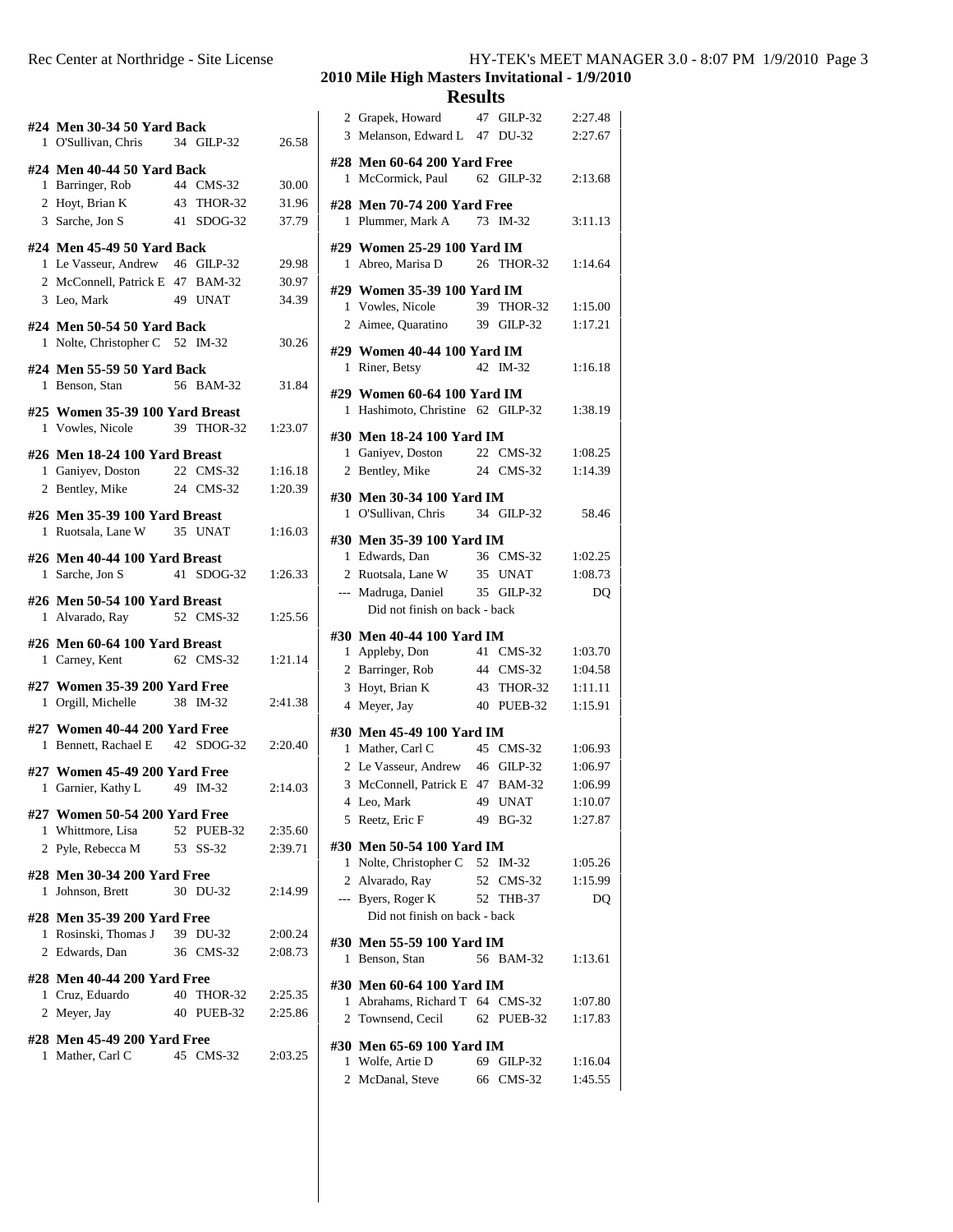## 2010 Mile High Masters Invitational - 1/9/2010

## Results

**#24 Men 30-34 50 Yard Back**

| | | | | |
|---|---|---|---|---|
| 1 | O'Sullivan, Chris | 34 | GILP-32 | 26.58 |

**#24 Men 40-44 50 Yard Back**

| | | | | |
|---|---|---|---|---|
| 1 | Barringer, Rob | 44 | CMS-32 | 30.00 |
| 2 | Hoyt, Brian K | 43 | THOR-32 | 31.96 |
| 3 | Sarche, Jon S | 41 | SDOG-32 | 37.79 |

**#24 Men 45-49 50 Yard Back**

| | | | | |
|---|---|---|---|---|
| 1 | Le Vasseur, Andrew | 46 | GILP-32 | 29.98 |
| 2 | McConnell, Patrick E | 47 | BAM-32 | 30.97 |
| 3 | Leo, Mark | 49 | UNAT | 34.39 |

**#24 Men 50-54 50 Yard Back**

| | | | | |
|---|---|---|---|---|
| 1 | Nolte, Christopher C | 52 | IM-32 | 30.26 |

**#24 Men 55-59 50 Yard Back**

| | | | | |
|---|---|---|---|---|
| 1 | Benson, Stan | 56 | BAM-32 | 31.84 |

**#25 Women 35-39 100 Yard Breast**

| | | | | |
|---|---|---|---|---|
| 1 | Vowles, Nicole | 39 | THOR-32 | 1:23.07 |

**#26 Men 18-24 100 Yard Breast**

| | | | | |
|---|---|---|---|---|
| 1 | Ganiyev, Doston | 22 | CMS-32 | 1:16.18 |
| 2 | Bentley, Mike | 24 | CMS-32 | 1:20.39 |

**#26 Men 35-39 100 Yard Breast**

| | | | | |
|---|---|---|---|---|
| 1 | Ruotsala, Lane W | 35 | UNAT | 1:16.03 |

**#26 Men 40-44 100 Yard Breast**

| | | | | |
|---|---|---|---|---|
| 1 | Sarche, Jon S | 41 | SDOG-32 | 1:26.33 |

**#26 Men 50-54 100 Yard Breast**

| | | | | |
|---|---|---|---|---|
| 1 | Alvarado, Ray | 52 | CMS-32 | 1:25.56 |

**#26 Men 60-64 100 Yard Breast**

| | | | | |
|---|---|---|---|---|
| 1 | Carney, Kent | 62 | CMS-32 | 1:21.14 |

**#27 Women 35-39 200 Yard Free**

| | | | | |
|---|---|---|---|---|
| 1 | Orgill, Michelle | 38 | IM-32 | 2:41.38 |

**#27 Women 40-44 200 Yard Free**

| | | | | |
|---|---|---|---|---|
| 1 | Bennett, Rachael E | 42 | SDOG-32 | 2:20.40 |

**#27 Women 45-49 200 Yard Free**

| | | | | |
|---|---|---|---|---|
| 1 | Garnier, Kathy L | 49 | IM-32 | 2:14.03 |

**#27 Women 50-54 200 Yard Free**

| | | | | |
|---|---|---|---|---|
| 1 | Whittmore, Lisa | 52 | PUEB-32 | 2:35.60 |
| 2 | Pyle, Rebecca M | 53 | SS-32 | 2:39.71 |

**#28 Men 30-34 200 Yard Free**

| | | | | |
|---|---|---|---|---|
| 1 | Johnson, Brett | 30 | DU-32 | 2:14.99 |

**#28 Men 35-39 200 Yard Free**

| | | | | |
|---|---|---|---|---|
| 1 | Rosinski, Thomas J | 39 | DU-32 | 2:00.24 |
| 2 | Edwards, Dan | 36 | CMS-32 | 2:08.73 |

**#28 Men 40-44 200 Yard Free**

| | | | | |
|---|---|---|---|---|
| 1 | Cruz, Eduardo | 40 | THOR-32 | 2:25.35 |
| 2 | Meyer, Jay | 40 | PUEB-32 | 2:25.86 |

**#28 Men 45-49 200 Yard Free**

| | | | | |
|---|---|---|---|---|
| 1 | Mather, Carl C | 45 | CMS-32 | 2:03.25 |
| 2 | Grapek, Howard | 47 | GILP-32 | 2:27.48 |
| 3 | Melanson, Edward L | 47 | DU-32 | 2:27.67 |

**#28 Men 60-64 200 Yard Free**

| | | | | |
|---|---|---|---|---|
| 1 | McCormick, Paul | 62 | GILP-32 | 2:13.68 |

**#28 Men 70-74 200 Yard Free**

| | | | | |
|---|---|---|---|---|
| 1 | Plummer, Mark A | 73 | IM-32 | 3:11.13 |

**#29 Women 25-29 100 Yard IM**

| | | | | |
|---|---|---|---|---|
| 1 | Abreo, Marisa D | 26 | THOR-32 | 1:14.64 |

**#29 Women 35-39 100 Yard IM**

| | | | | |
|---|---|---|---|---|
| 1 | Vowles, Nicole | 39 | THOR-32 | 1:15.00 |
| 2 | Aimee, Quaratino | 39 | GILP-32 | 1:17.21 |

**#29 Women 40-44 100 Yard IM**

| | | | | |
|---|---|---|---|---|
| 1 | Riner, Betsy | 42 | IM-32 | 1:16.18 |

**#29 Women 60-64 100 Yard IM**

| | | | | |
|---|---|---|---|---|
| 1 | Hashimoto, Christine | 62 | GILP-32 | 1:38.19 |

**#30 Men 18-24 100 Yard IM**

| | | | | |
|---|---|---|---|---|
| 1 | Ganiyev, Doston | 22 | CMS-32 | 1:08.25 |
| 2 | Bentley, Mike | 24 | CMS-32 | 1:14.39 |

**#30 Men 30-34 100 Yard IM**

| | | | | |
|---|---|---|---|---|
| 1 | O'Sullivan, Chris | 34 | GILP-32 | 58.46 |

**#30 Men 35-39 100 Yard IM**

| | | | | |
|---|---|---|---|---|
| 1 | Edwards, Dan | 36 | CMS-32 | 1:02.25 |
| 2 | Ruotsala, Lane W | 35 | UNAT | 1:08.73 |
| --- | Madruga, Daniel | 35 | GILP-32 | DQ |
| | Did not finish on back - back | | | |

**#30 Men 40-44 100 Yard IM**

| | | | | |
|---|---|---|---|---|
| 1 | Appleby, Don | 41 | CMS-32 | 1:03.70 |
| 2 | Barringer, Rob | 44 | CMS-32 | 1:04.58 |
| 3 | Hoyt, Brian K | 43 | THOR-32 | 1:11.11 |
| 4 | Meyer, Jay | 40 | PUEB-32 | 1:15.91 |

**#30 Men 45-49 100 Yard IM**

| | | | | |
|---|---|---|---|---|
| 1 | Mather, Carl C | 45 | CMS-32 | 1:06.93 |
| 2 | Le Vasseur, Andrew | 46 | GILP-32 | 1:06.97 |
| 3 | McConnell, Patrick E | 47 | BAM-32 | 1:06.99 |
| 4 | Leo, Mark | 49 | UNAT | 1:10.07 |
| 5 | Reetz, Eric F | 49 | BG-32 | 1:27.87 |

**#30 Men 50-54 100 Yard IM**

| | | | | |
|---|---|---|---|---|
| 1 | Nolte, Christopher C | 52 | IM-32 | 1:05.26 |
| 2 | Alvarado, Ray | 52 | CMS-32 | 1:15.99 |
| --- | Byers, Roger K | 52 | THB-37 | DQ |
| | Did not finish on back - back | | | |

**#30 Men 55-59 100 Yard IM**

| | | | | |
|---|---|---|---|---|
| 1 | Benson, Stan | 56 | BAM-32 | 1:13.61 |

**#30 Men 60-64 100 Yard IM**

| | | | | |
|---|---|---|---|---|
| 1 | Abrahams, Richard T | 64 | CMS-32 | 1:07.80 |
| 2 | Townsend, Cecil | 62 | PUEB-32 | 1:17.83 |

**#30 Men 65-69 100 Yard IM**

| | | | | |
|---|---|---|---|---|
| 1 | Wolfe, Artie D | 69 | GILP-32 | 1:16.04 |
| 2 | McDanal, Steve | 66 | CMS-32 | 1:45.55 |